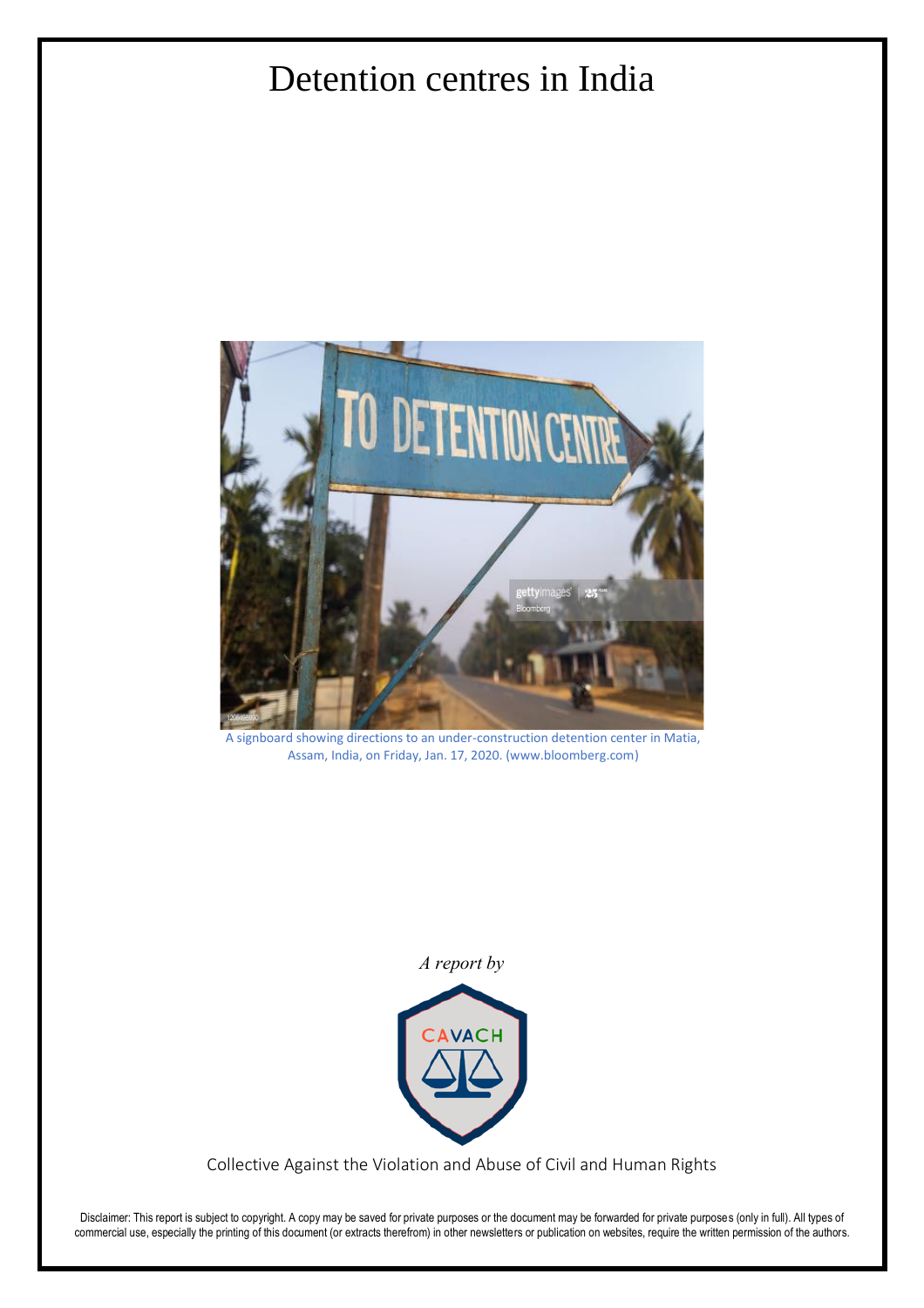# Detention centres in India

A signboard showing directions to an under-construction detention center in Matia, Assam, India, on Friday, Jan. 17, 2020. (www.bloomberg.com)

*A report by*

CAVACH

Collective Against the Violation and Abuse of Civil and Human Rights

Disclaimer: This report is subject to copyright. A copy may be saved for private purposes or the document may be forwarded for private purposes (only in full). All types of commercial use, especially the printing of this document (or extracts therefrom) in other newsletters or publication on websites, require the written permission of the authors.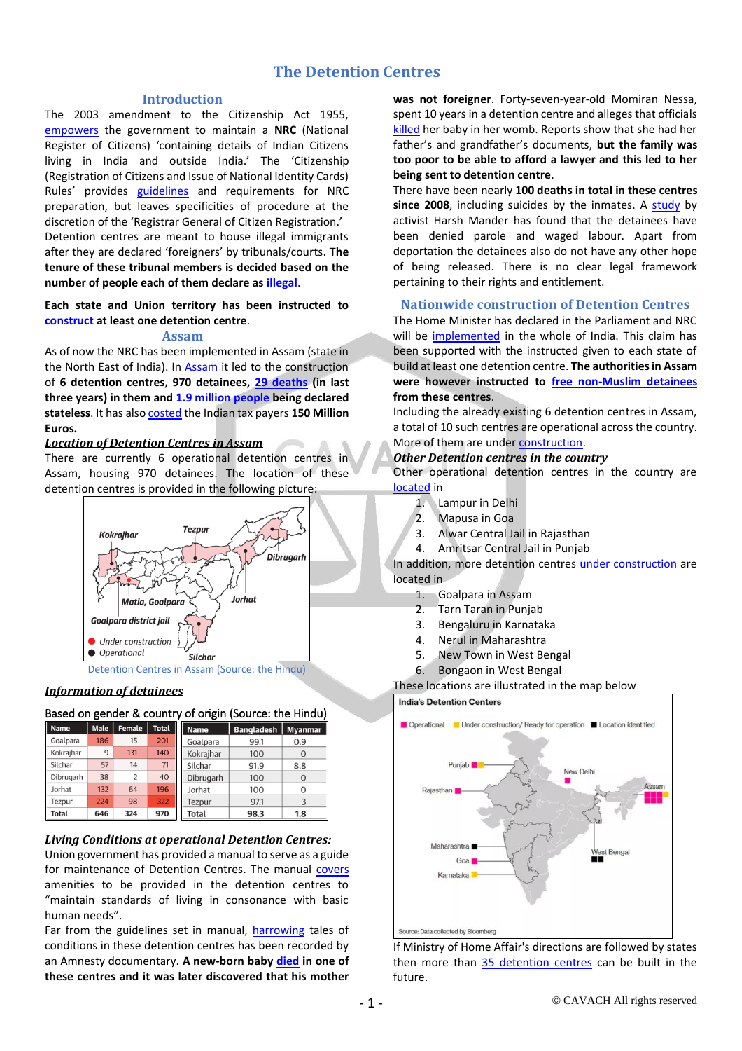# The Detention Centres

## Introduction

The 2003 amendment to the Citizenship Act 1955, empowers the government to maintain a **NRC** (National Register of Citizens) 'containing details of Indian Citizens living in India and outside India.' The 'Citizenship (Registration of Citizens and Issue of National Identity Cards) Rules' provides guidelines and requirements for NRC preparation, but leaves specificities of procedure at the discretion of the 'Registrar General of Citizen Registration.'

Detention centres are meant to house illegal immigrants after they are declared 'foreigners' by tribunals/courts. **The tenure of these tribunal members is decided based on the number of people each of them declare as illegal**.

**Each state and Union territory has been instructed to construct at least one detention centre.**

## Assam

As of now the NRC has been implemented in Assam (state in the North East of India). In Assam it led to the construction of **6 detention centres, 970 detainees, 29 deaths (in last three years) in them and 1.9 million people being declared stateless**. It has also costed the Indian tax payers **150 Million Euros.**

### *Location of Detention Centres in Assam*

There are currently 6 operational detention centres in Assam, housing 970 detainees. The location of these detention centres is provided in the following picture:

Kokrajhar
Tezpur
Dibrugarh
Matia, Goalpara
Jorhat
Goalpara district jail
Under construction
Operational
Silchar

Detention Centres in Assam (Source: the Hindu)

### *Information of detainees*

Based on gender & country of origin (Source: the Hindu)

| Name | Male | Female | Total |
|---|---|---|---|
| Goalpara | 186 | 15 | 201 |
| Kokrajhar | 9 | 131 | 140 |
| Silchar | 57 | 14 | 71 |
| Dibrugarh | 38 | 2 | 40 |
| Jorhat | 132 | 64 | 196 |
| Tezpur | 224 | 98 | 322 |
| Total | 646 | 324 | 970 |

| Name | Bangladesh | Myanmar |
|---|---|---|
| Goalpara | 99.1 | 0.9 |
| Kokrajhar | 100 | 0 |
| Silchar | 91.9 | 8.8 |
| Dibrugarh | 100 | 0 |
| Jorhat | 100 | 0 |
| Tezpur | 97.1 | 3 |
| Total | 98.3 | 1.8 |

### *Living Conditions at operational Detention Centres:*

Union government has provided a manual to serve as a guide for maintenance of Detention Centres. The manual covers amenities to be provided in the detention centres to "maintain standards of living in consonance with basic human needs".

Far from the guidelines set in manual, harrowing tales of conditions in these detention centres has been recorded by an Amnesty documentary. **A new-born baby died in one of these centres and it was later discovered that his mother was not foreigner**. Forty-seven-year-old Momiran Nessa, spent 10 years in a detention centre and alleges that officials killed her baby in her womb. Reports show that she had her father's and grandfather's documents, **but the family was too poor to be able to afford a lawyer and this led to her being sent to detention centre**.

There have been nearly **100 deaths in total in these centres since 2008**, including suicides by the inmates. A study by activist Harsh Mander has found that the detainees have been denied parole and waged labour. Apart from deportation the detainees also do not have any other hope of being released. There is no clear legal framework pertaining to their rights and entitlement.

## Nationwide construction of Detention Centres

The Home Minister has declared in the Parliament and NRC will be implemented in the whole of India. This claim has been supported with the instructed given to each state of build at least one detention centre. **The authorities in Assam were however instructed to free non-Muslim detainees from these centres**.

Including the already existing 6 detention centres in Assam, a total of 10 such centres are operational across the country. More of them are under construction.

### *Other Detention centres in the country*

Other operational detention centres in the country are located in

1. Lampur in Delhi
2. Mapusa in Goa
3. Alwar Central Jail in Rajasthan
4. Amritsar Central Jail in Punjab

In addition, more detention centres under construction are located in

1. Goalpara in Assam
2. Tarn Taran in Punjab
3. Bengaluru in Karnataka
4. Nerul in Maharashtra
5. New Town in West Bengal
6. Bongaon in West Bengal

These locations are illustrated in the map below

India's Detention Centers
Operational
Under construction/ Ready for operation
Location identified
Punjab
New Delhi
Rajasthan
Assam
Maharashtra
West Bengal
Goa
Karnataka
Source: Data collected by Bloomberg

If Ministry of Home Affair's directions are followed by states then more than 35 detention centres can be built in the future.